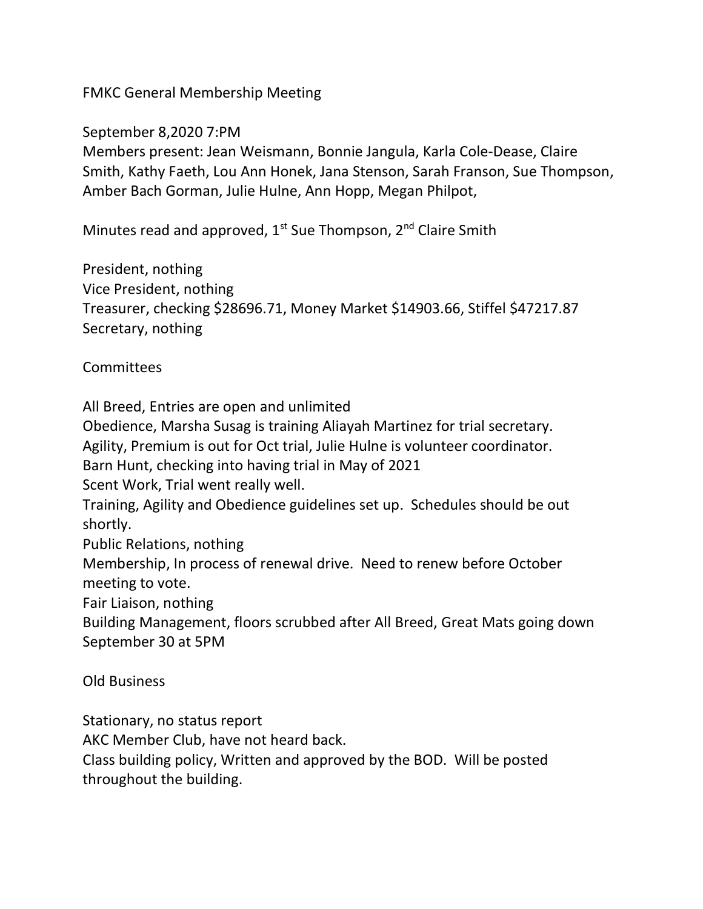FMKC General Membership Meeting

September 8,2020 7:PM

Members present: Jean Weismann, Bonnie Jangula, Karla Cole-Dease, Claire Smith, Kathy Faeth, Lou Ann Honek, Jana Stenson, Sarah Franson, Sue Thompson, Amber Bach Gorman, Julie Hulne, Ann Hopp, Megan Philpot,

Minutes read and approved, 1st Sue Thompson, 2nd Claire Smith

President, nothing
Vice President, nothing
Treasurer, checking $28696.71, Money Market $14903.66, Stiffel $47217.87
Secretary, nothing

Committees

All Breed, Entries are open and unlimited
Obedience, Marsha Susag is training Aliayah Martinez for trial secretary.
Agility, Premium is out for Oct trial, Julie Hulne is volunteer coordinator.
Barn Hunt, checking into having trial in May of 2021
Scent Work, Trial went really well.
Training, Agility and Obedience guidelines set up. Schedules should be out shortly.
Public Relations, nothing
Membership, In process of renewal drive. Need to renew before October meeting to vote.
Fair Liaison, nothing
Building Management, floors scrubbed after All Breed, Great Mats going down September 30 at 5PM

Old Business

Stationary, no status report
AKC Member Club, have not heard back.
Class building policy, Written and approved by the BOD. Will be posted throughout the building.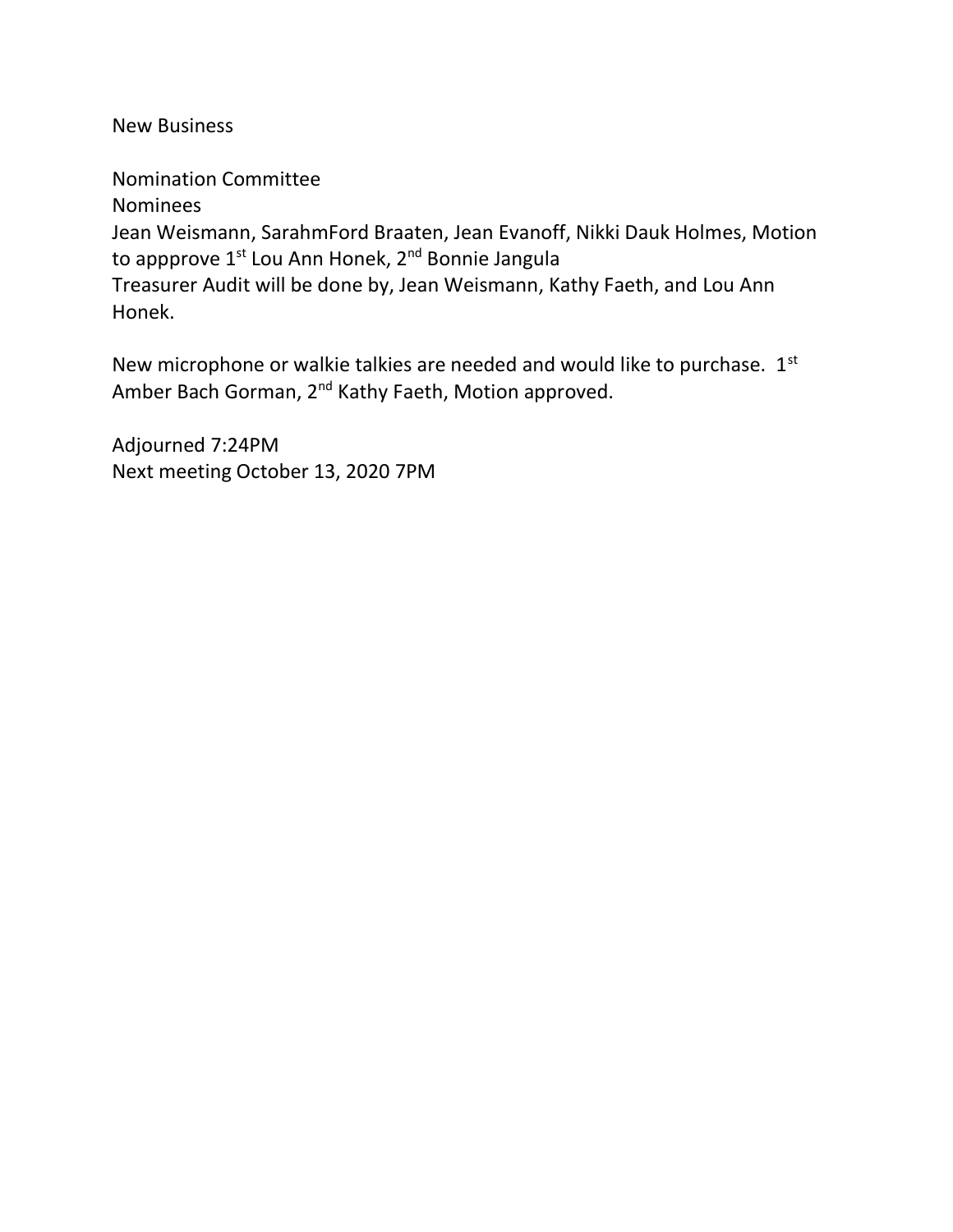New Business

Nomination Committee
Nominees
Jean Weismann, SarahmFord Braaten, Jean Evanoff, Nikki Dauk Holmes, Motion to appprove 1st Lou Ann Honek, 2nd Bonnie Jangula
Treasurer Audit will be done by, Jean Weismann, Kathy Faeth, and Lou Ann Honek.

New microphone or walkie talkies are needed and would like to purchase. 1st Amber Bach Gorman, 2nd Kathy Faeth, Motion approved.

Adjourned 7:24PM
Next meeting October 13, 2020 7PM